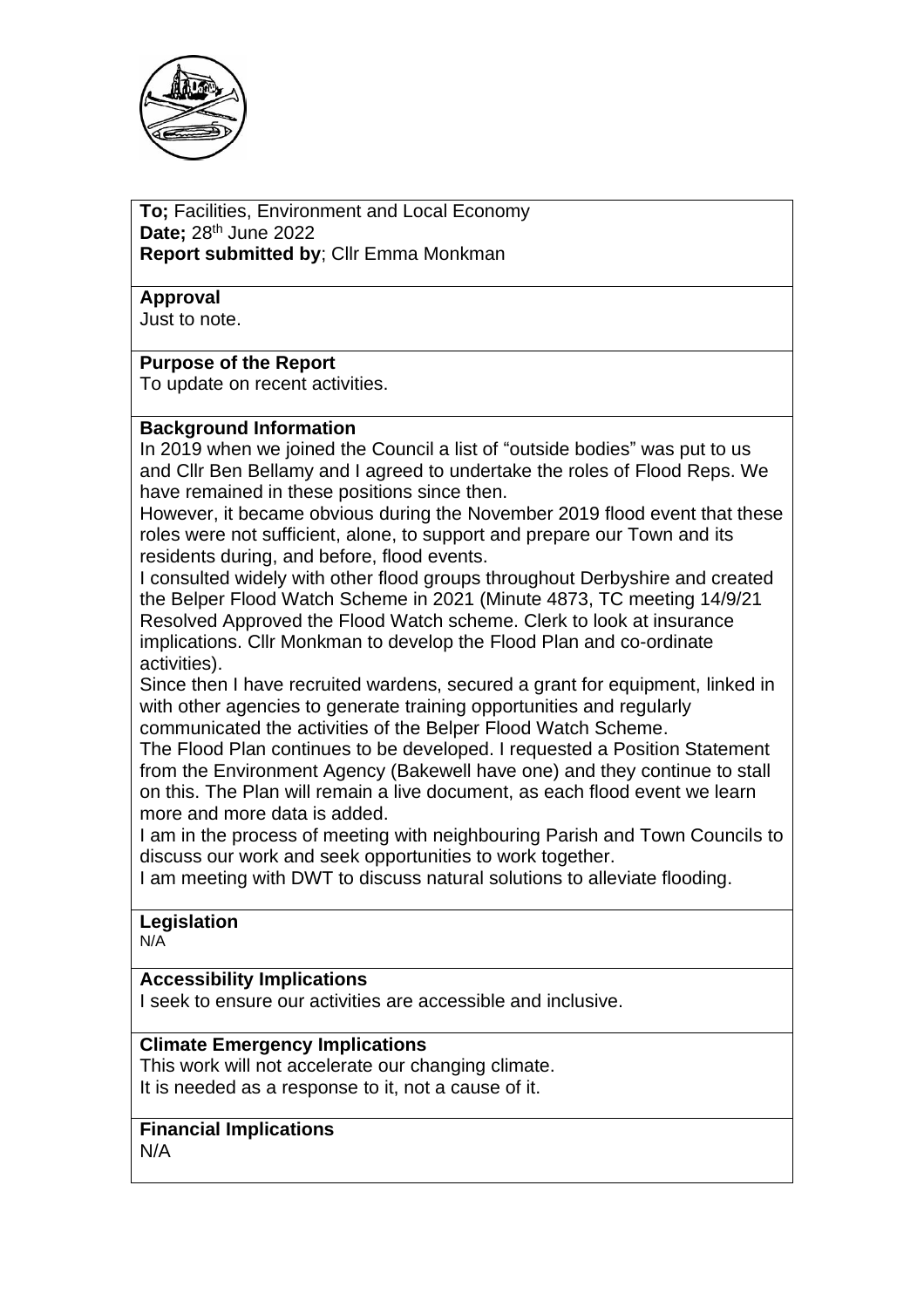**To;** Facilities, Environment and Local Economy
**Date;** 28th June 2022
**Report submitted by**; Cllr Emma Monkman

**Approval**

Just to note.

**Purpose of the Report**

To update on recent activities.

**Background Information**

In 2019 when we joined the Council a list of "outside bodies" was put to us and Cllr Ben Bellamy and I agreed to undertake the roles of Flood Reps. We have remained in these positions since then.

However, it became obvious during the November 2019 flood event that these roles were not sufficient, alone, to support and prepare our Town and its residents during, and before, flood events.

I consulted widely with other flood groups throughout Derbyshire and created the Belper Flood Watch Scheme in 2021 (Minute 4873, TC meeting 14/9/21 Resolved Approved the Flood Watch scheme. Clerk to look at insurance implications. Cllr Monkman to develop the Flood Plan and co-ordinate activities).

Since then I have recruited wardens, secured a grant for equipment, linked in with other agencies to generate training opportunities and regularly communicated the activities of the Belper Flood Watch Scheme.

The Flood Plan continues to be developed. I requested a Position Statement from the Environment Agency (Bakewell have one) and they continue to stall on this. The Plan will remain a live document, as each flood event we learn more and more data is added.

I am in the process of meeting with neighbouring Parish and Town Councils to discuss our work and seek opportunities to work together.

I am meeting with DWT to discuss natural solutions to alleviate flooding.

**Legislation**

N/A

**Accessibility Implications**

I seek to ensure our activities are accessible and inclusive.

**Climate Emergency Implications**

This work will not accelerate our changing climate.
It is needed as a response to it, not a cause of it.

**Financial Implications**

N/A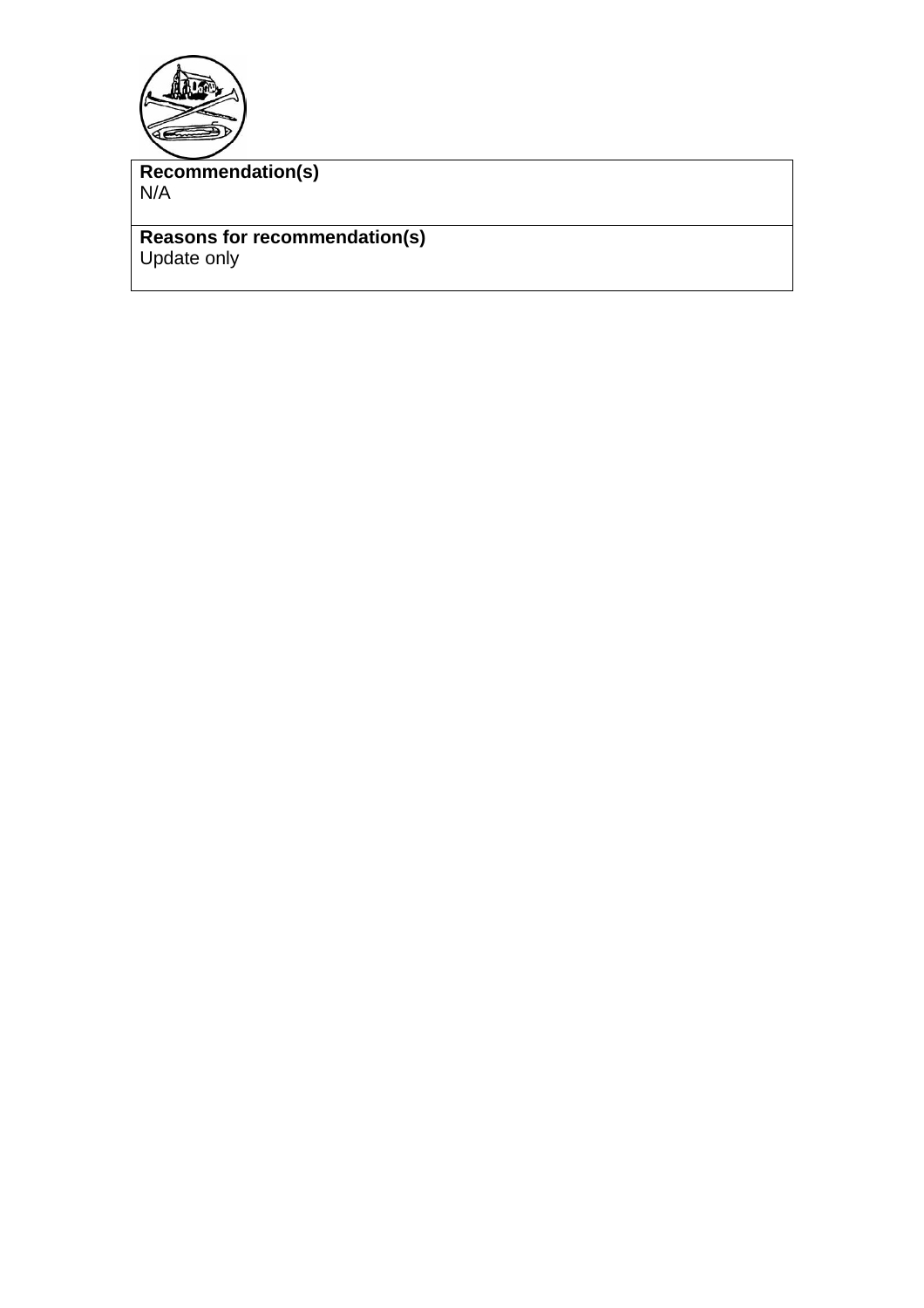**Recommendation(s)**
N/A

**Reasons for recommendation(s)**
Update only